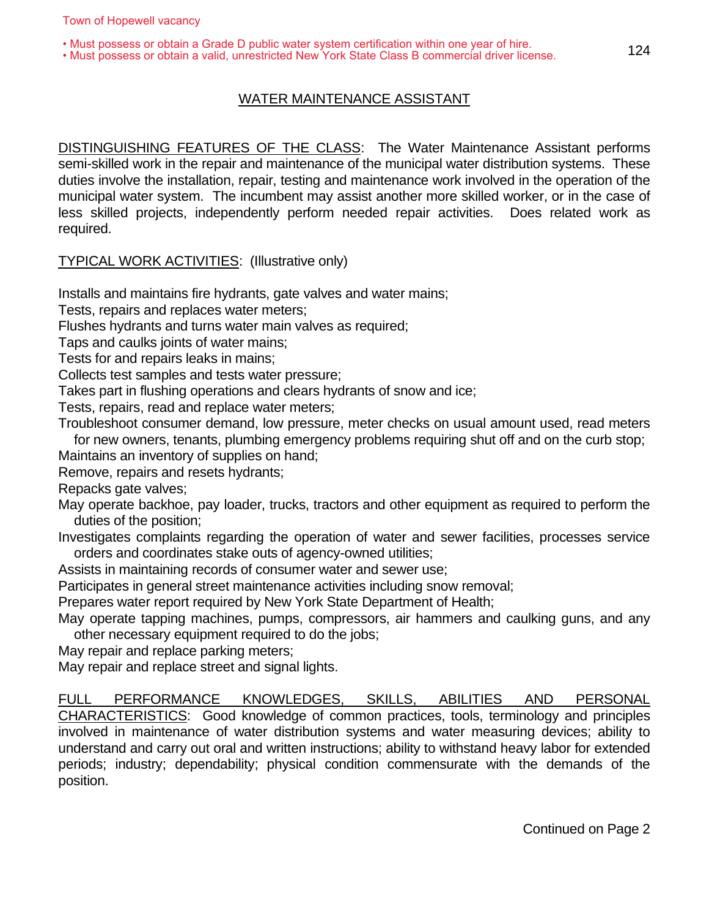Town of Hopewell vacancy

- Must possess or obtain a Grade D public water system certification within one year of hire.
- Must possess or obtain a valid, unrestricted New York State Class B commercial driver license.

# WATER MAINTENANCE ASSISTANT

DISTINGUISHING FEATURES OF THE CLASS: The Water Maintenance Assistant performs semi-skilled work in the repair and maintenance of the municipal water distribution systems. These duties involve the installation, repair, testing and maintenance work involved in the operation of the municipal water system. The incumbent may assist another more skilled worker, or in the case of less skilled projects, independently perform needed repair activities. Does related work as required.

TYPICAL WORK ACTIVITIES: (Illustrative only)

Installs and maintains fire hydrants, gate valves and water mains;
Tests, repairs and replaces water meters;
Flushes hydrants and turns water main valves as required;
Taps and caulks joints of water mains;
Tests for and repairs leaks in mains;
Collects test samples and tests water pressure;
Takes part in flushing operations and clears hydrants of snow and ice;
Tests, repairs, read and replace water meters;
Troubleshoot consumer demand, low pressure, meter checks on usual amount used, read meters for new owners, tenants, plumbing emergency problems requiring shut off and on the curb stop;
Maintains an inventory of supplies on hand;
Remove, repairs and resets hydrants;
Repacks gate valves;
May operate backhoe, pay loader, trucks, tractors and other equipment as required to perform the duties of the position;
Investigates complaints regarding the operation of water and sewer facilities, processes service orders and coordinates stake outs of agency-owned utilities;
Assists in maintaining records of consumer water and sewer use;
Participates in general street maintenance activities including snow removal;
Prepares water report required by New York State Department of Health;
May operate tapping machines, pumps, compressors, air hammers and caulking guns, and any other necessary equipment required to do the jobs;
May repair and replace parking meters;
May repair and replace street and signal lights.

FULL PERFORMANCE KNOWLEDGES, SKILLS, ABILITIES AND PERSONAL CHARACTERISTICS: Good knowledge of common practices, tools, terminology and principles involved in maintenance of water distribution systems and water measuring devices; ability to understand and carry out oral and written instructions; ability to withstand heavy labor for extended periods; industry; dependability; physical condition commensurate with the demands of the position.

Continued on Page 2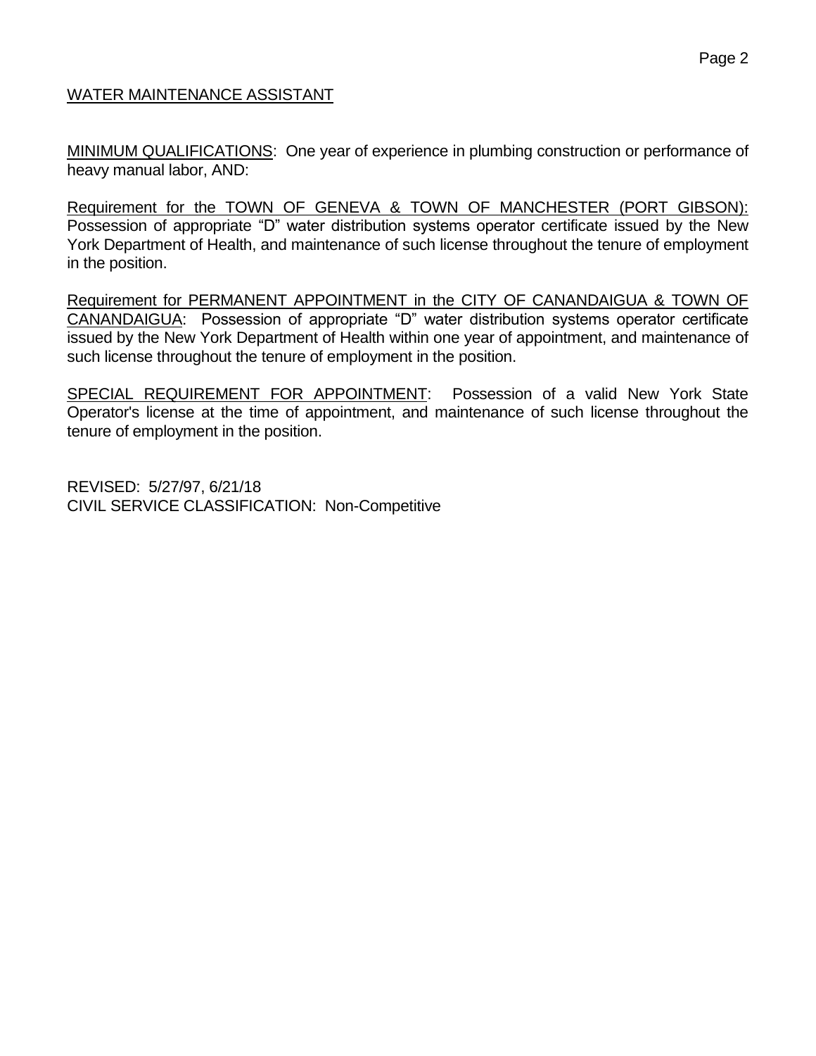WATER MAINTENANCE ASSISTANT

MINIMUM QUALIFICATIONS: One year of experience in plumbing construction or performance of heavy manual labor, AND:

Requirement for the TOWN OF GENEVA & TOWN OF MANCHESTER (PORT GIBSON): Possession of appropriate "D" water distribution systems operator certificate issued by the New York Department of Health, and maintenance of such license throughout the tenure of employment in the position.

Requirement for PERMANENT APPOINTMENT in the CITY OF CANANDAIGUA & TOWN OF CANANDAIGUA: Possession of appropriate "D" water distribution systems operator certificate issued by the New York Department of Health within one year of appointment, and maintenance of such license throughout the tenure of employment in the position.

SPECIAL REQUIREMENT FOR APPOINTMENT: Possession of a valid New York State Operator's license at the time of appointment, and maintenance of such license throughout the tenure of employment in the position.

REVISED: 5/27/97, 6/21/18
CIVIL SERVICE CLASSIFICATION: Non-Competitive